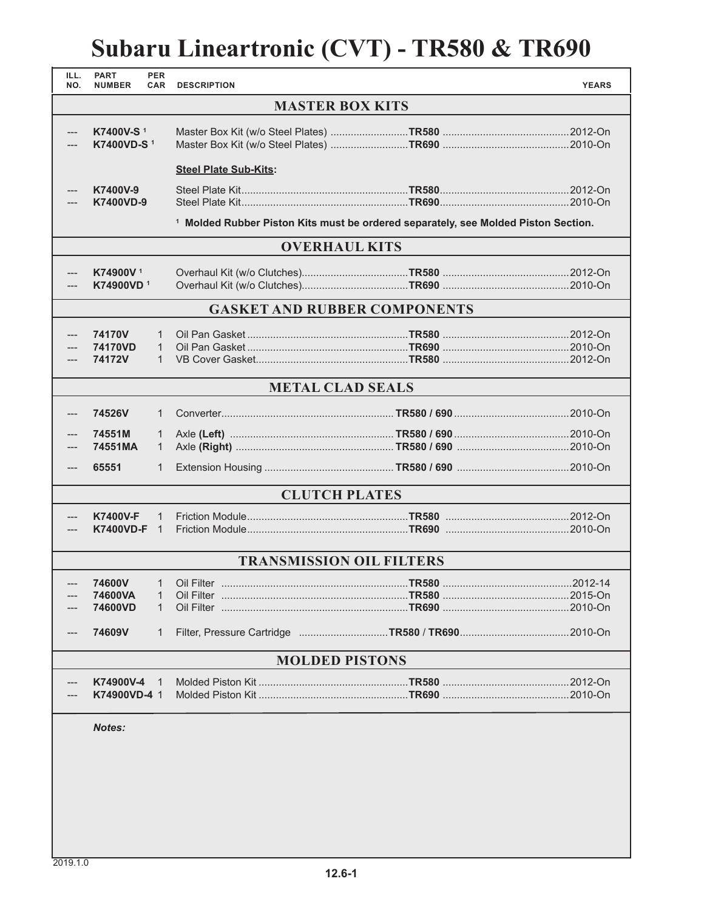# Subaru Lineartronic (CVT) - TR580 & TR690

| ILL. NO. | PART NUMBER | PER CAR | DESCRIPTION | | YEARS |
|---|---|---|---|---|---|
| **MASTER BOX KITS** | | | | | |
| --- | **K7400V-S** [1] | | Master Box Kit (w/o Steel Plates) | **TR580** | 2012-On |
| --- | **K7400VD-S** [1] | | Master Box Kit (w/o Steel Plates) | **TR690** | 2010-On |
| | | | **Steel Plate Sub-Kits:** | | |
| --- | **K7400V-9** | | Steel Plate Kit | **TR580** | 2012-On |
| --- | **K7400VD-9** | | Steel Plate Kit | **TR690** | 2010-On |
| | | | [1] **Molded Rubber Piston Kits must be ordered separately, see Molded Piston Section.** | | |
| **OVERHAUL KITS** | | | | | |
| --- | **K74900V** [1] | | Overhaul Kit (w/o Clutches) | **TR580** | 2012-On |
| --- | **K74900VD** [1] | | Overhaul Kit (w/o Clutches) | **TR690** | 2010-On |
| **GASKET AND RUBBER COMPONENTS** | | | | | |
| --- | **74170V** | 1 | Oil Pan Gasket | **TR580** | 2012-On |
| --- | **74170VD** | 1 | Oil Pan Gasket | **TR690** | 2010-On |
| --- | **74172V** | 1 | VB Cover Gasket | **TR580** | 2012-On |
| **METAL CLAD SEALS** | | | | | |
| --- | **74526V** | 1 | Converter | **TR580 / 690** | 2010-On |
| --- | **74551M** | 1 | Axle **(Left)** | **TR580 / 690** | 2010-On |
| --- | **74551MA** | 1 | Axle **(Right)** | **TR580 / 690** | 2010-On |
| --- | **65551** | 1 | Extension Housing | **TR580 / 690** | 2010-On |
| **CLUTCH PLATES** | | | | | |
| --- | **K7400V-F** | 1 | Friction Module | **TR580** | 2012-On |
| --- | **K7400VD-F** | 1 | Friction Module | **TR690** | 2010-On |
| **TRANSMISSION OIL FILTERS** | | | | | |
| --- | **74600V** | 1 | Oil Filter | **TR580** | 2012-14 |
| --- | **74600VA** | 1 | Oil Filter | **TR580** | 2015-On |
| --- | **74600VD** | 1 | Oil Filter | **TR690** | 2010-On |
| --- | **74609V** | 1 | Filter, Pressure Cartridge | **TR580 / TR690** | 2010-On |
| **MOLDED PISTONS** | | | | | |
| --- | **K74900V-4** | 1 | Molded Piston Kit | **TR580** | 2012-On |
| --- | **K74900VD-4** | 1 | Molded Piston Kit | **TR690** | 2010-On |

***Notes:***

2019.1.0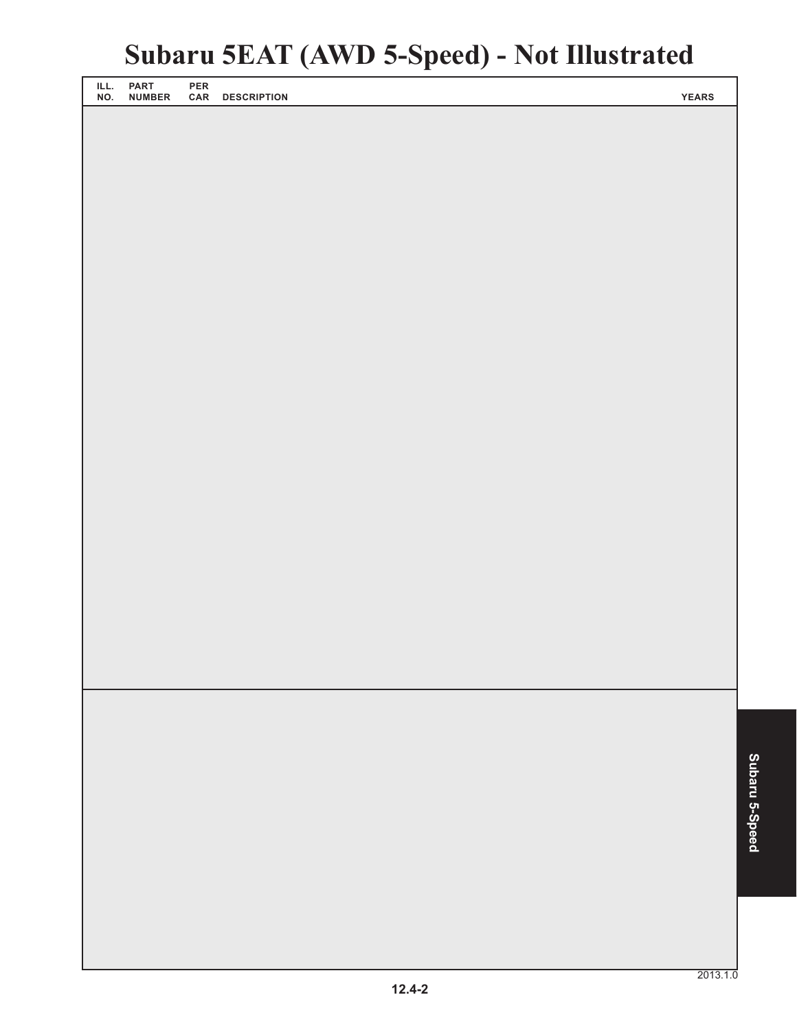# Subaru 5EAT (AWD 5-Speed) - Not Illustrated

| ILL. NO. | PART NUMBER | PER CAR | DESCRIPTION | YEARS |
|---|---|---|---|---|